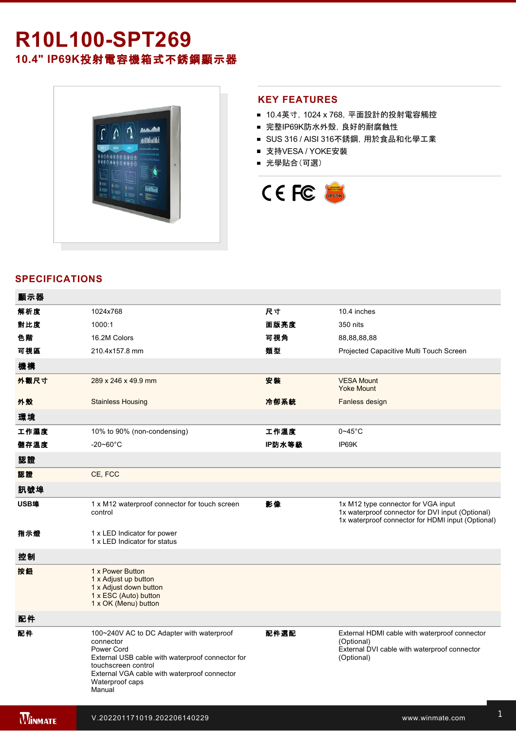# R10L100-SPT269

## 10.4" IP69K投射電容機箱式不銹鋼顯示器

## KEY FEATURES

- 10.4英寸，1024 x 768，平面設計的投射電容觸控
- 完整IP69K防水外殼，良好的耐腐蝕性
- SUS 316 / AISI 316不銹鋼，用於食品和化學工業
- 支持VESA / YOKE安裝
- 光學貼合（可選）

## SPECIFICATIONS

| 顯示器 | | | |
|---|---|---|---|
| 解析度 | 1024x768 | 尺寸 | 10.4 inches |
| 對比度 | 1000:1 | 面版亮度 | 350 nits |
| 色階 | 16.2M Colors | 可視角 | 88,88,88,88 |
| 可視區 | 210.4x157.8 mm | 類型 | Projected Capacitive Multi Touch Screen |
| **機構** | | | |
| 外觀尺寸 | 289 x 246 x 49.9 mm | 安裝 | VESA Mount<br>Yoke Mount |
| 外殼 | Stainless Housing | 冷卻系統 | Fanless design |
| **環境** | | | |
| 工作濕度 | 10% to 90% (non-condensing) | 工作溫度 | 0~45°C |
| 儲存溫度 | -20~60°C | IP防水等級 | IP69K |
| **認證** | | | |
| 認證 | CE, FCC | | |
| **訊號埠** | | | |
| USB埠 | 1 x M12 waterproof connector for touch screen control | 影像 | 1x M12 type connector for VGA input<br>1x waterproof connector for DVI input (Optional)<br>1x waterproof connector for HDMI input (Optional) |
| 指示燈 | 1 x LED Indicator for power<br>1 x LED Indicator for status | | |
| **控制** | | | |
| 按鈕 | 1 x Power Button<br>1 x Adjust up button<br>1 x Adjust down button<br>1 x ESC (Auto) button<br>1 x OK (Menu) button | | |
| **配件** | | | |
| 配件 | 100~240V AC to DC Adapter with waterproof connector<br>Power Cord<br>External USB cable with waterproof connector for touchscreen control<br>External VGA cable with waterproof connector<br>Waterproof caps<br>Manual | 配件選配 | External HDMI cable with waterproof connector (Optional)<br>External DVI cable with waterproof connector (Optional) |

V.202201171019.202206140229

www.winmate.com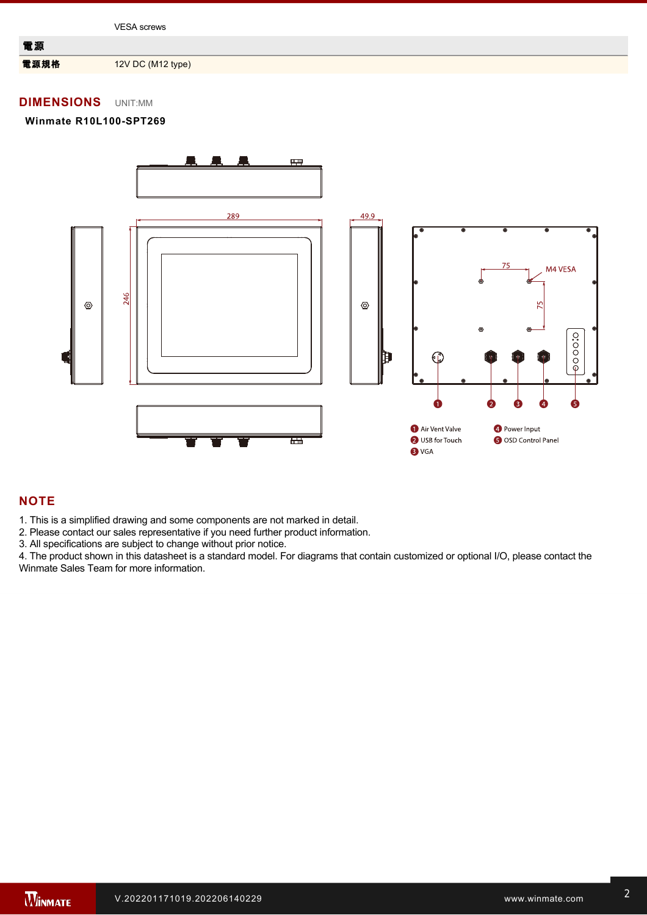| | |
|---|---|
| | VESA screws |
| **電源** | |
| **電源規格** | 12V DC (M12 type) |

## DIMENSIONS UNIT:MM

**Winmate R10L100-SPT269**

289

49.9

246

75

M4 VESA

75

1 Air Vent Valve
2 USB for Touch
3 VGA
4 Power Input
5 OSD Control Panel

## NOTE

1. This is a simplified drawing and some components are not marked in detail.
2. Please contact our sales representative if you need further product information.
3. All specifications are subject to change without prior notice.
4. The product shown in this datasheet is a standard model. For diagrams that contain customized or optional I/O, please contact the Winmate Sales Team for more information.